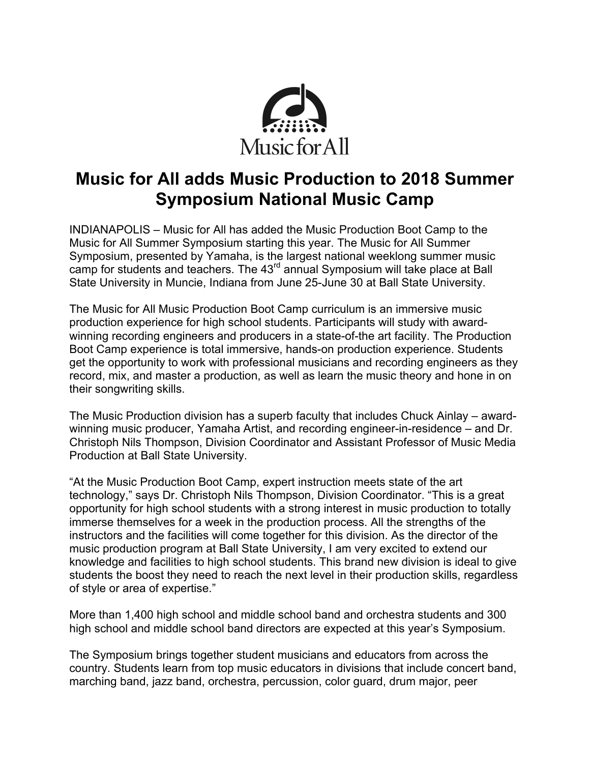Music for All

# Music for All adds Music Production to 2018 Summer Symposium National Music Camp

INDIANAPOLIS – Music for All has added the Music Production Boot Camp to the Music for All Summer Symposium starting this year. The Music for All Summer Symposium, presented by Yamaha, is the largest national weeklong summer music camp for students and teachers. The 43rd annual Symposium will take place at Ball State University in Muncie, Indiana from June 25-June 30 at Ball State University.

The Music for All Music Production Boot Camp curriculum is an immersive music production experience for high school students. Participants will study with award-winning recording engineers and producers in a state-of-the art facility. The Production Boot Camp experience is total immersive, hands-on production experience. Students get the opportunity to work with professional musicians and recording engineers as they record, mix, and master a production, as well as learn the music theory and hone in on their songwriting skills.

The Music Production division has a superb faculty that includes Chuck Ainlay – award-winning music producer, Yamaha Artist, and recording engineer-in-residence – and Dr. Christoph Nils Thompson, Division Coordinator and Assistant Professor of Music Media Production at Ball State University.

"At the Music Production Boot Camp, expert instruction meets state of the art technology," says Dr. Christoph Nils Thompson, Division Coordinator. "This is a great opportunity for high school students with a strong interest in music production to totally immerse themselves for a week in the production process. All the strengths of the instructors and the facilities will come together for this division. As the director of the music production program at Ball State University, I am very excited to extend our knowledge and facilities to high school students. This brand new division is ideal to give students the boost they need to reach the next level in their production skills, regardless of style or area of expertise."

More than 1,400 high school and middle school band and orchestra students and 300 high school and middle school band directors are expected at this year's Symposium.

The Symposium brings together student musicians and educators from across the country. Students learn from top music educators in divisions that include concert band, marching band, jazz band, orchestra, percussion, color guard, drum major, peer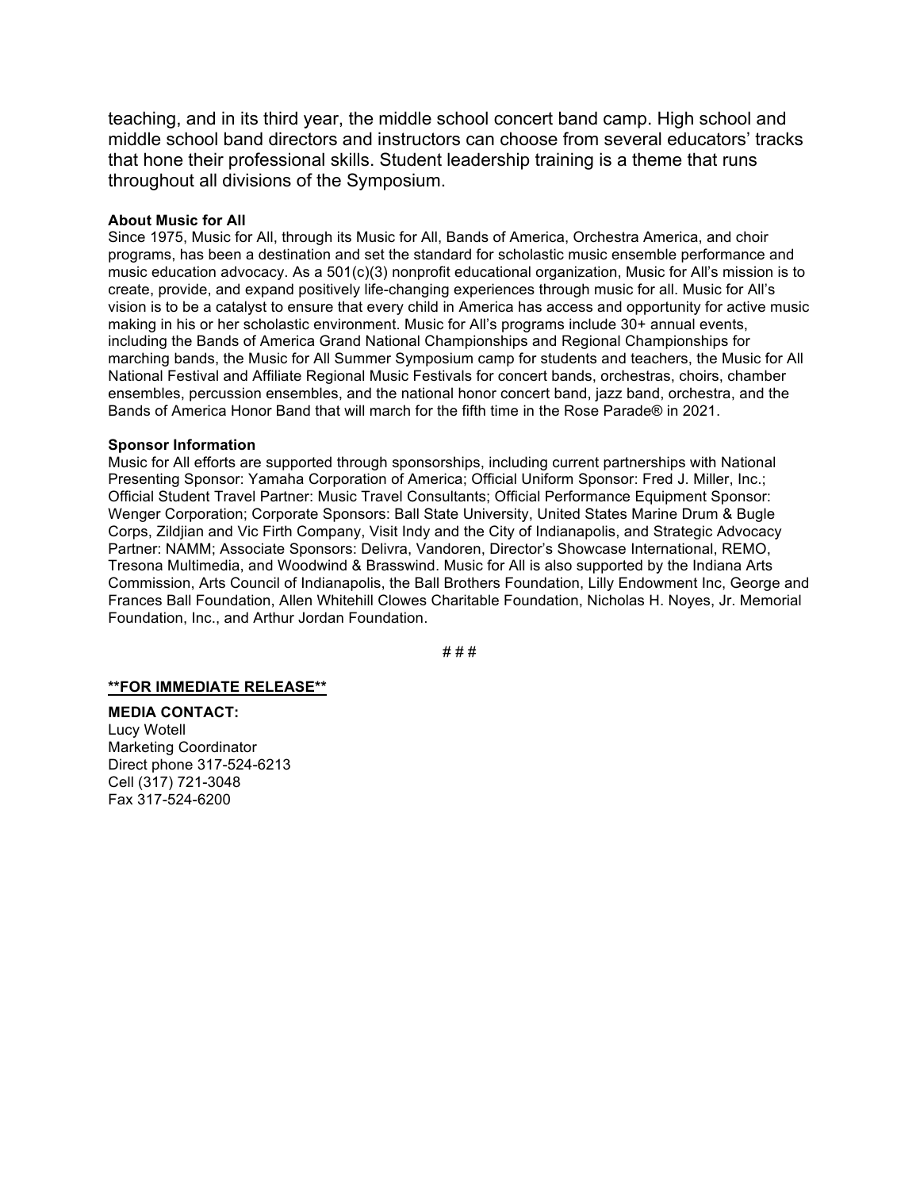teaching, and in its third year, the middle school concert band camp. High school and middle school band directors and instructors can choose from several educators' tracks that hone their professional skills. Student leadership training is a theme that runs throughout all divisions of the Symposium.

**About Music for All**

Since 1975, Music for All, through its Music for All, Bands of America, Orchestra America, and choir programs, has been a destination and set the standard for scholastic music ensemble performance and music education advocacy. As a 501(c)(3) nonprofit educational organization, Music for All's mission is to create, provide, and expand positively life-changing experiences through music for all. Music for All's vision is to be a catalyst to ensure that every child in America has access and opportunity for active music making in his or her scholastic environment. Music for All's programs include 30+ annual events, including the Bands of America Grand National Championships and Regional Championships for marching bands, the Music for All Summer Symposium camp for students and teachers, the Music for All National Festival and Affiliate Regional Music Festivals for concert bands, orchestras, choirs, chamber ensembles, percussion ensembles, and the national honor concert band, jazz band, orchestra, and the Bands of America Honor Band that will march for the fifth time in the Rose Parade® in 2021.

**Sponsor Information**

Music for All efforts are supported through sponsorships, including current partnerships with National Presenting Sponsor: Yamaha Corporation of America; Official Uniform Sponsor: Fred J. Miller, Inc.; Official Student Travel Partner: Music Travel Consultants; Official Performance Equipment Sponsor: Wenger Corporation; Corporate Sponsors: Ball State University, United States Marine Drum & Bugle Corps, Zildjian and Vic Firth Company, Visit Indy and the City of Indianapolis, and Strategic Advocacy Partner: NAMM; Associate Sponsors: Delivra, Vandoren, Director's Showcase International, REMO, Tresona Multimedia, and Woodwind & Brasswind. Music for All is also supported by the Indiana Arts Commission, Arts Council of Indianapolis, the Ball Brothers Foundation, Lilly Endowment Inc, George and Frances Ball Foundation, Allen Whitehill Clowes Charitable Foundation, Nicholas H. Noyes, Jr. Memorial Foundation, Inc., and Arthur Jordan Foundation.

# # #

**\*\*FOR IMMEDIATE RELEASE\*\***

**MEDIA CONTACT:**
Lucy Wotell
Marketing Coordinator
Direct phone 317-524-6213
Cell (317) 721-3048
Fax 317-524-6200